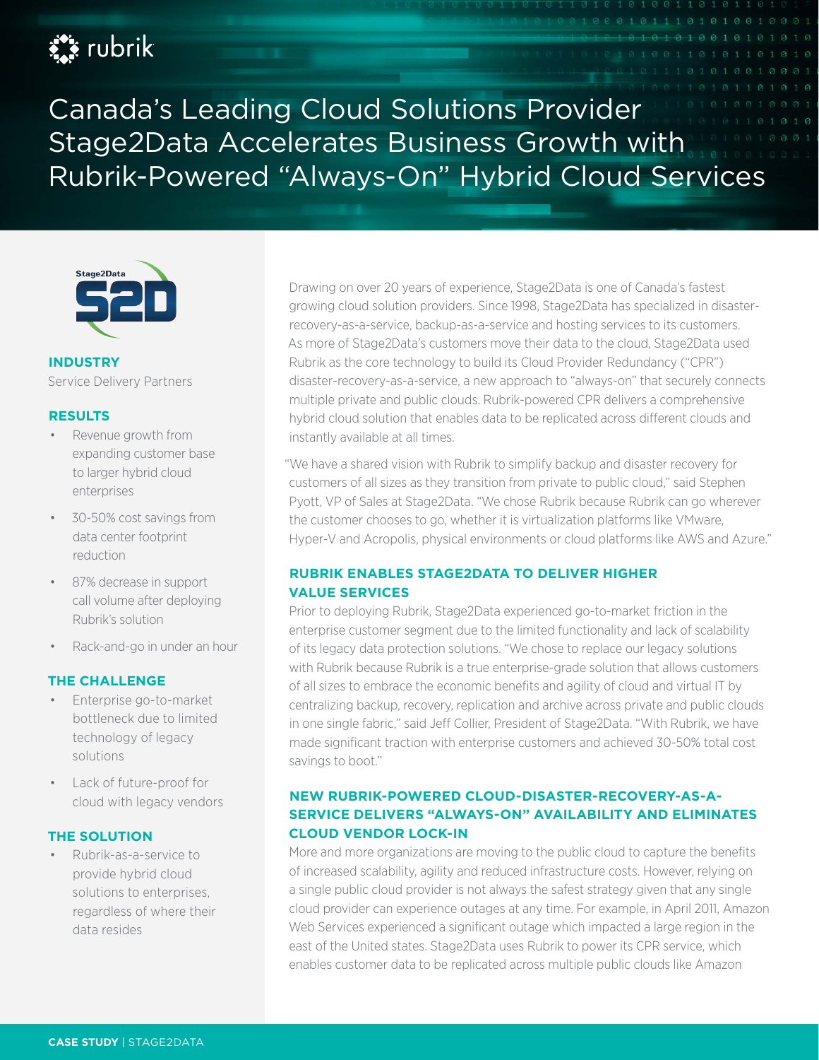# Canada's Leading Cloud Solutions Provider Stage2Data Accelerates Business Growth with Rubrik-Powered "Always-On" Hybrid Cloud Services

**INDUSTRY**

Service Delivery Partners

**RESULTS**

- Revenue growth from expanding customer base to larger hybrid cloud enterprises
- 30-50% cost savings from data center footprint reduction
- 87% decrease in support call volume after deploying Rubrik's solution
- Rack-and-go in under an hour

**THE CHALLENGE**

- Enterprise go-to-market bottleneck due to limited technology of legacy solutions
- Lack of future-proof for cloud with legacy vendors

**THE SOLUTION**

- Rubrik-as-a-service to provide hybrid cloud solutions to enterprises, regardless of where their data resides

Drawing on over 20 years of experience, Stage2Data is one of Canada's fastest growing cloud solution providers. Since 1998, Stage2Data has specialized in disaster-recovery-as-a-service, backup-as-a-service and hosting services to its customers. As more of Stage2Data's customers move their data to the cloud, Stage2Data used Rubrik as the core technology to build its Cloud Provider Redundancy ("CPR") disaster-recovery-as-a-service, a new approach to "always-on" that securely connects multiple private and public clouds. Rubrik-powered CPR delivers a comprehensive hybrid cloud solution that enables data to be replicated across different clouds and instantly available at all times.

"We have a shared vision with Rubrik to simplify backup and disaster recovery for customers of all sizes as they transition from private to public cloud," said Stephen Pyott, VP of Sales at Stage2Data. "We chose Rubrik because Rubrik can go wherever the customer chooses to go, whether it is virtualization platforms like VMware, Hyper-V and Acropolis, physical environments or cloud platforms like AWS and Azure."

## RUBRIK ENABLES STAGE2DATA TO DELIVER HIGHER VALUE SERVICES

Prior to deploying Rubrik, Stage2Data experienced go-to-market friction in the enterprise customer segment due to the limited functionality and lack of scalability of its legacy data protection solutions. "We chose to replace our legacy solutions with Rubrik because Rubrik is a true enterprise-grade solution that allows customers of all sizes to embrace the economic benefits and agility of cloud and virtual IT by centralizing backup, recovery, replication and archive across private and public clouds in one single fabric," said Jeff Collier, President of Stage2Data. "With Rubrik, we have made significant traction with enterprise customers and achieved 30-50% total cost savings to boot."

## NEW RUBRIK-POWERED CLOUD-DISASTER-RECOVERY-AS-A-SERVICE DELIVERS "ALWAYS-ON" AVAILABILITY AND ELIMINATES CLOUD VENDOR LOCK-IN

More and more organizations are moving to the public cloud to capture the benefits of increased scalability, agility and reduced infrastructure costs. However, relying on a single public cloud provider is not always the safest strategy given that any single cloud provider can experience outages at any time. For example, in April 2011, Amazon Web Services experienced a significant outage which impacted a large region in the east of the United states. Stage2Data uses Rubrik to power its CPR service, which enables customer data to be replicated across multiple public clouds like Amazon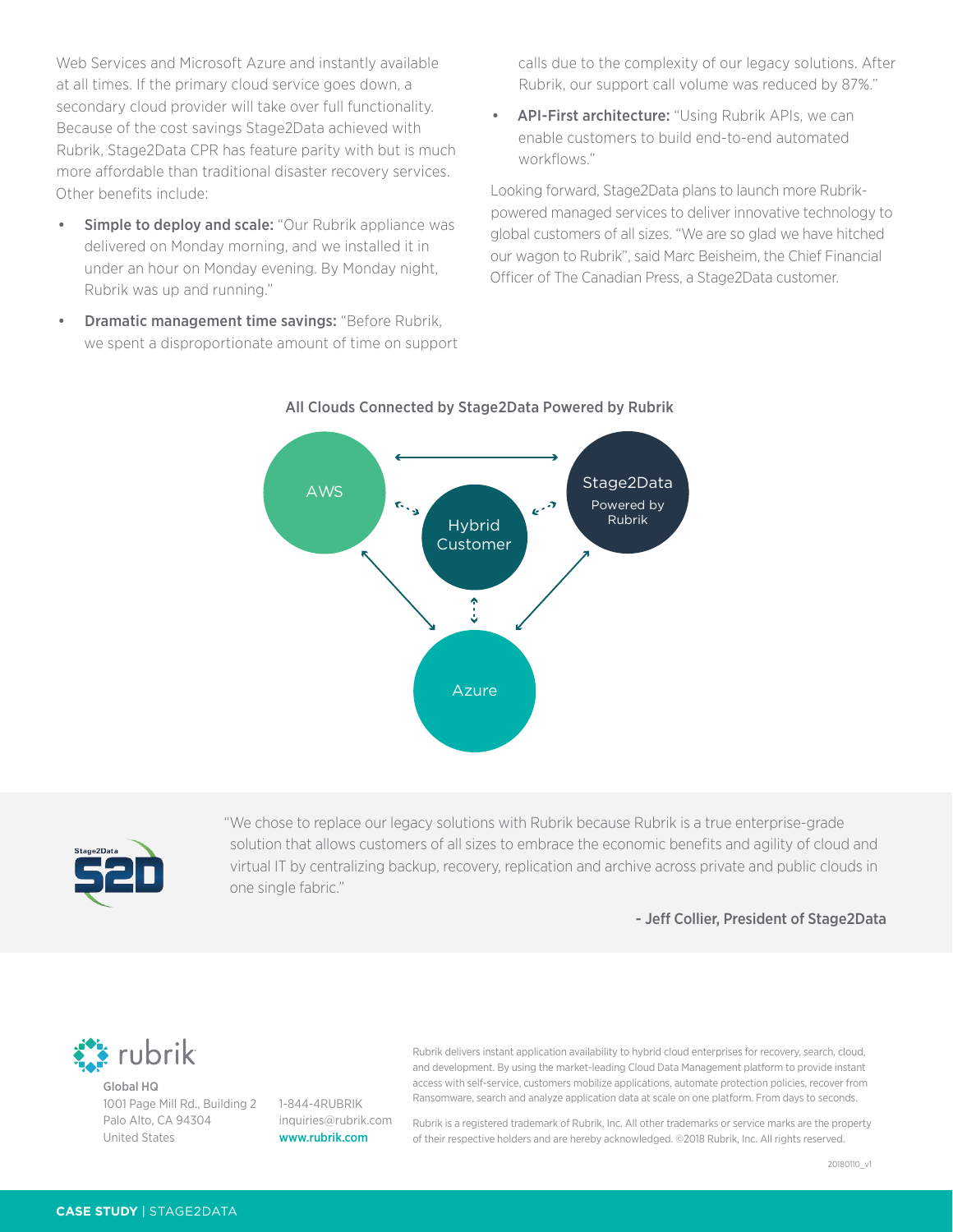Web Services and Microsoft Azure and instantly available at all times. If the primary cloud service goes down, a secondary cloud provider will take over full functionality. Because of the cost savings Stage2Data achieved with Rubrik, Stage2Data CPR has feature parity with but is much more affordable than traditional disaster recovery services. Other benefits include:

- **Simple to deploy and scale:** "Our Rubrik appliance was delivered on Monday morning, and we installed it in under an hour on Monday evening. By Monday night, Rubrik was up and running."
- **Dramatic management time savings:** "Before Rubrik, we spent a disproportionate amount of time on support calls due to the complexity of our legacy solutions. After Rubrik, our support call volume was reduced by 87%."
- **API-First architecture:** "Using Rubrik APIs, we can enable customers to build end-to-end automated workflows."

Looking forward, Stage2Data plans to launch more Rubrik-powered managed services to deliver innovative technology to global customers of all sizes. "We are so glad we have hitched our wagon to Rubrik", said Marc Beisheim, the Chief Financial Officer of The Canadian Press, a Stage2Data customer.

**All Clouds Connected by Stage2Data Powered by Rubrik**

AWS

Stage2Data
Powered by Rubrik

Hybrid Customer

Azure

"We chose to replace our legacy solutions with Rubrik because Rubrik is a true enterprise-grade solution that allows customers of all sizes to embrace the economic benefits and agility of cloud and virtual IT by centralizing backup, recovery, replication and archive across private and public clouds in one single fabric."

**- Jeff Collier, President of Stage2Data**

**Global HQ**
1001 Page Mill Rd., Building 2
Palo Alto, CA 94304
United States

1-844-4RUBRIK
inquiries@rubrik.com
www.rubrik.com

Rubrik delivers instant application availability to hybrid cloud enterprises for recovery, search, cloud, and development. By using the market-leading Cloud Data Management platform to provide instant access with self-service, customers mobilize applications, automate protection policies, recover from Ransomware, search and analyze application data at scale on one platform. From days to seconds.

Rubrik is a registered trademark of Rubrik, Inc. All other trademarks or service marks are the property of their respective holders and are hereby acknowledged. ©2018 Rubrik, Inc. All rights reserved.

20180110_v1